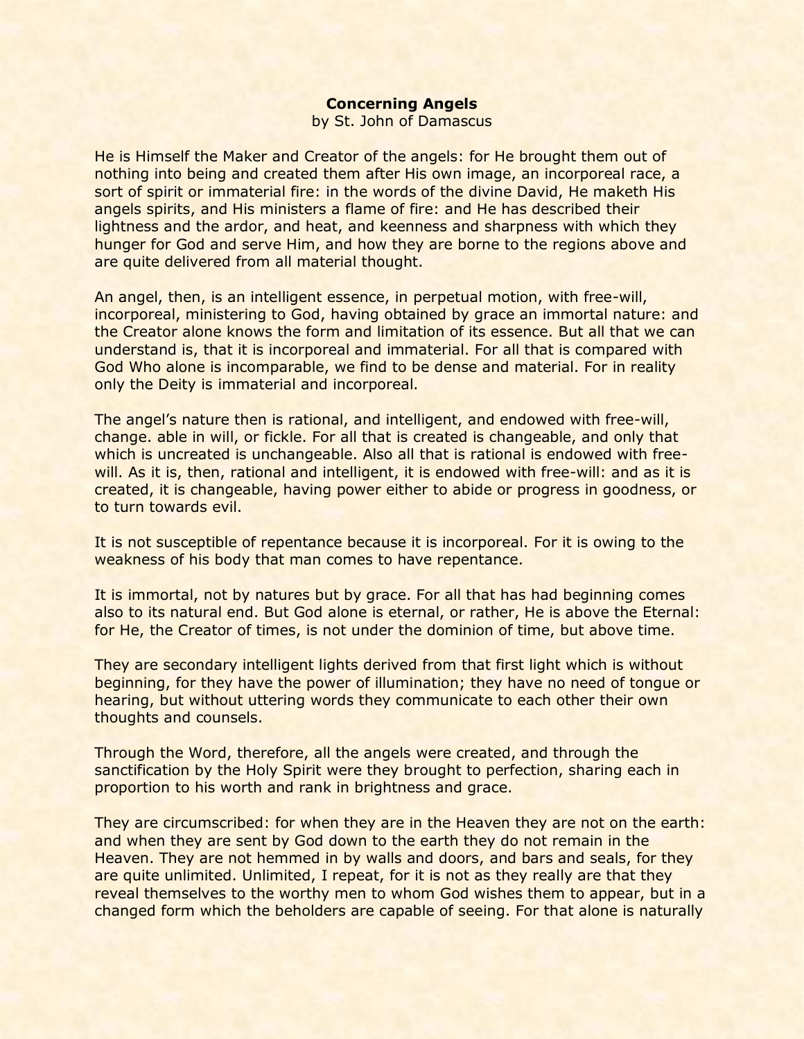**Concerning Angels**
by St. John of Damascus

He is Himself the Maker and Creator of the angels: for He brought them out of nothing into being and created them after His own image, an incorporeal race, a sort of spirit or immaterial fire: in the words of the divine David, He maketh His angels spirits, and His ministers a flame of fire: and He has described their lightness and the ardor, and heat, and keenness and sharpness with which they hunger for God and serve Him, and how they are borne to the regions above and are quite delivered from all material thought.

An angel, then, is an intelligent essence, in perpetual motion, with free-will, incorporeal, ministering to God, having obtained by grace an immortal nature: and the Creator alone knows the form and limitation of its essence. But all that we can understand is, that it is incorporeal and immaterial. For all that is compared with God Who alone is incomparable, we find to be dense and material. For in reality only the Deity is immaterial and incorporeal.

The angel's nature then is rational, and intelligent, and endowed with free-will, change. able in will, or fickle. For all that is created is changeable, and only that which is uncreated is unchangeable. Also all that is rational is endowed with free-will. As it is, then, rational and intelligent, it is endowed with free-will: and as it is created, it is changeable, having power either to abide or progress in goodness, or to turn towards evil.

It is not susceptible of repentance because it is incorporeal. For it is owing to the weakness of his body that man comes to have repentance.

It is immortal, not by natures but by grace. For all that has had beginning comes also to its natural end. But God alone is eternal, or rather, He is above the Eternal: for He, the Creator of times, is not under the dominion of time, but above time.

They are secondary intelligent lights derived from that first light which is without beginning, for they have the power of illumination; they have no need of tongue or hearing, but without uttering words they communicate to each other their own thoughts and counsels.

Through the Word, therefore, all the angels were created, and through the sanctification by the Holy Spirit were they brought to perfection, sharing each in proportion to his worth and rank in brightness and grace.

They are circumscribed: for when they are in the Heaven they are not on the earth: and when they are sent by God down to the earth they do not remain in the Heaven. They are not hemmed in by walls and doors, and bars and seals, for they are quite unlimited. Unlimited, I repeat, for it is not as they really are that they reveal themselves to the worthy men to whom God wishes them to appear, but in a changed form which the beholders are capable of seeing. For that alone is naturally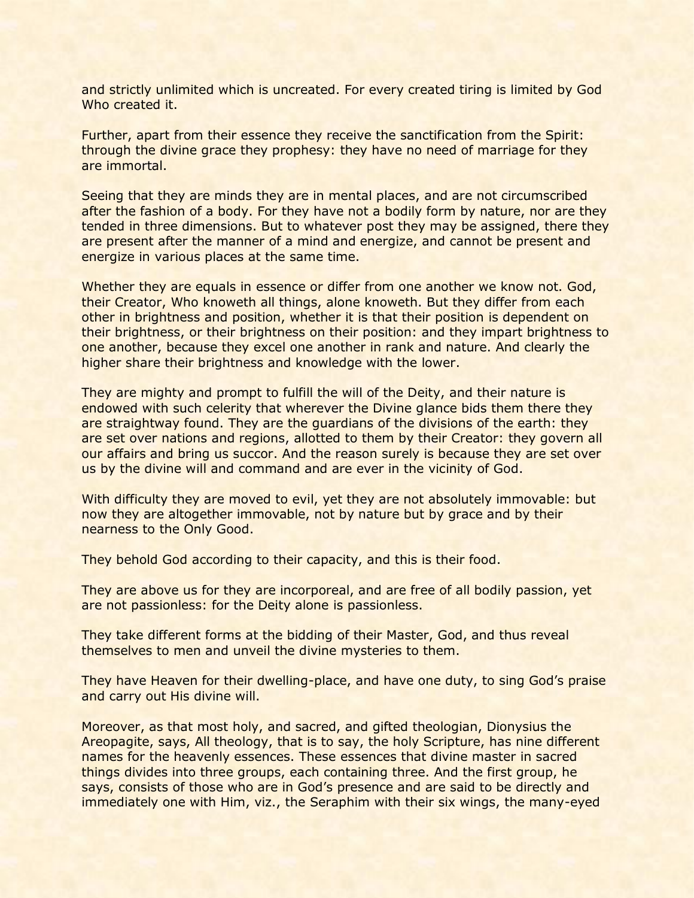and strictly unlimited which is uncreated. For every created tiring is limited by God Who created it.

Further, apart from their essence they receive the sanctification from the Spirit: through the divine grace they prophesy: they have no need of marriage for they are immortal.

Seeing that they are minds they are in mental places, and are not circumscribed after the fashion of a body. For they have not a bodily form by nature, nor are they tended in three dimensions. But to whatever post they may be assigned, there they are present after the manner of a mind and energize, and cannot be present and energize in various places at the same time.

Whether they are equals in essence or differ from one another we know not. God, their Creator, Who knoweth all things, alone knoweth. But they differ from each other in brightness and position, whether it is that their position is dependent on their brightness, or their brightness on their position: and they impart brightness to one another, because they excel one another in rank and nature. And clearly the higher share their brightness and knowledge with the lower.

They are mighty and prompt to fulfill the will of the Deity, and their nature is endowed with such celerity that wherever the Divine glance bids them there they are straightway found. They are the guardians of the divisions of the earth: they are set over nations and regions, allotted to them by their Creator: they govern all our affairs and bring us succor. And the reason surely is because they are set over us by the divine will and command and are ever in the vicinity of God.

With difficulty they are moved to evil, yet they are not absolutely immovable: but now they are altogether immovable, not by nature but by grace and by their nearness to the Only Good.

They behold God according to their capacity, and this is their food.

They are above us for they are incorporeal, and are free of all bodily passion, yet are not passionless: for the Deity alone is passionless.

They take different forms at the bidding of their Master, God, and thus reveal themselves to men and unveil the divine mysteries to them.

They have Heaven for their dwelling-place, and have one duty, to sing God's praise and carry out His divine will.

Moreover, as that most holy, and sacred, and gifted theologian, Dionysius the Areopagite, says, All theology, that is to say, the holy Scripture, has nine different names for the heavenly essences. These essences that divine master in sacred things divides into three groups, each containing three. And the first group, he says, consists of those who are in God's presence and are said to be directly and immediately one with Him, viz., the Seraphim with their six wings, the many-eyed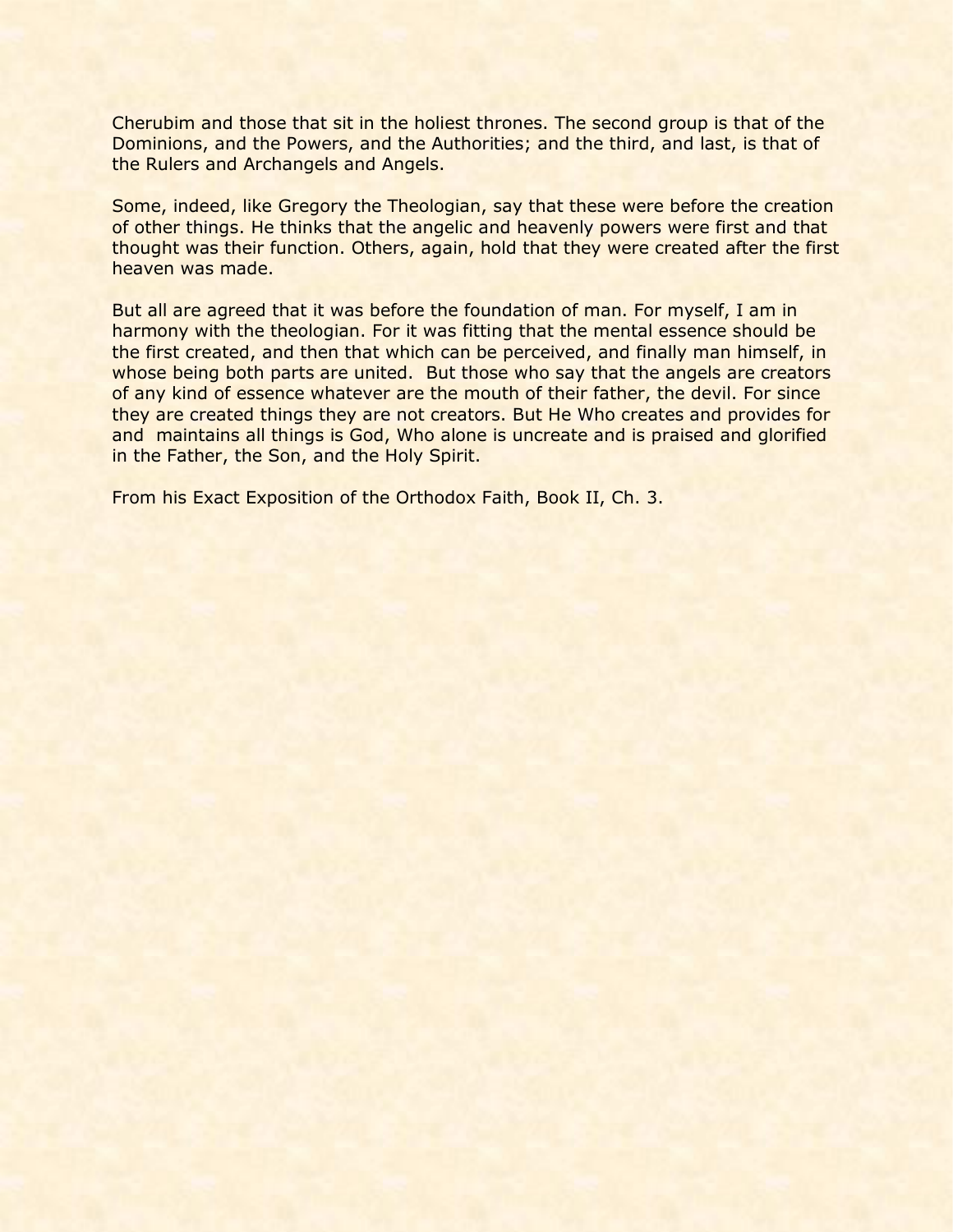Cherubim and those that sit in the holiest thrones. The second group is that of the Dominions, and the Powers, and the Authorities; and the third, and last, is that of the Rulers and Archangels and Angels.

Some, indeed, like Gregory the Theologian, say that these were before the creation of other things. He thinks that the angelic and heavenly powers were first and that thought was their function. Others, again, hold that they were created after the first heaven was made.

But all are agreed that it was before the foundation of man. For myself, I am in harmony with the theologian. For it was fitting that the mental essence should be the first created, and then that which can be perceived, and finally man himself, in whose being both parts are united. But those who say that the angels are creators of any kind of essence whatever are the mouth of their father, the devil. For since they are created things they are not creators. But He Who creates and provides for and maintains all things is God, Who alone is uncreate and is praised and glorified in the Father, the Son, and the Holy Spirit.

From his Exact Exposition of the Orthodox Faith, Book II, Ch. 3.